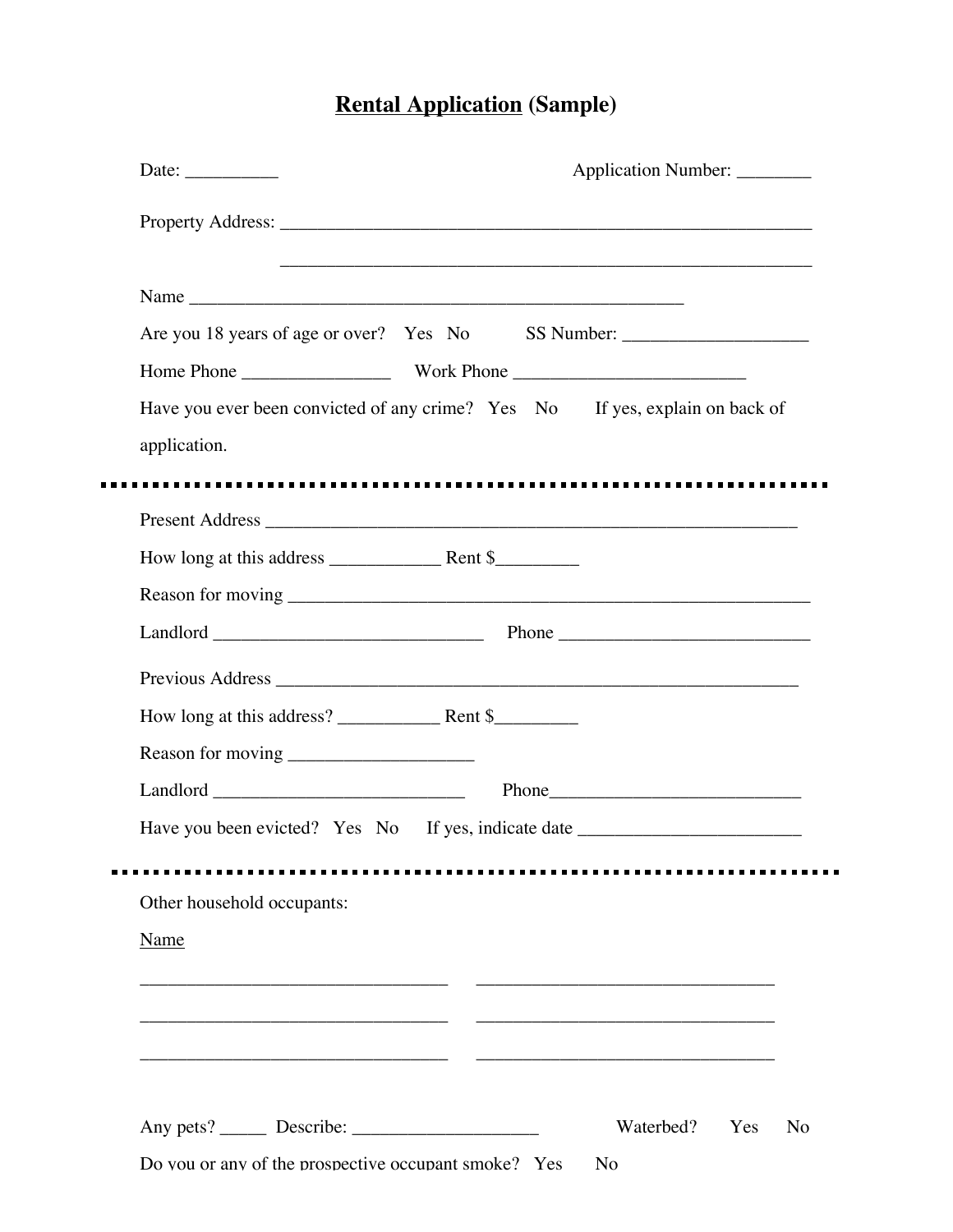# **Rental Application** (Sample)

Date: __________ Application Number: ________

Property Address: ___________________________________________________________

___________________________________________________________

Name _______________________________________________________

Are you 18 years of age or over? Yes No SS Number: ___________________

Home Phone ________________ Work Phone _________________________

Have you ever been convicted of any crime? Yes No If yes, explain on back of application.

---

Present Address ___________________________________________________________

How long at this address ____________ Rent $_________

Reason for moving ___________________________________________________________

Landlord ______________________________ Phone ___________________________

Previous Address ___________________________________________________________

How long at this address? ___________ Rent $_________

Reason for moving ____________________

Landlord ___________________________ Phone___________________________

Have you been evicted? Yes No If yes, indicate date ________________________

---

Other household occupants:

Name

_________________________________ _________________________________

_________________________________ _________________________________

_________________________________ _________________________________

Any pets? _____ Describe: ____________________ Waterbed? Yes No

Do you or any of the prospective occupant smoke? Yes No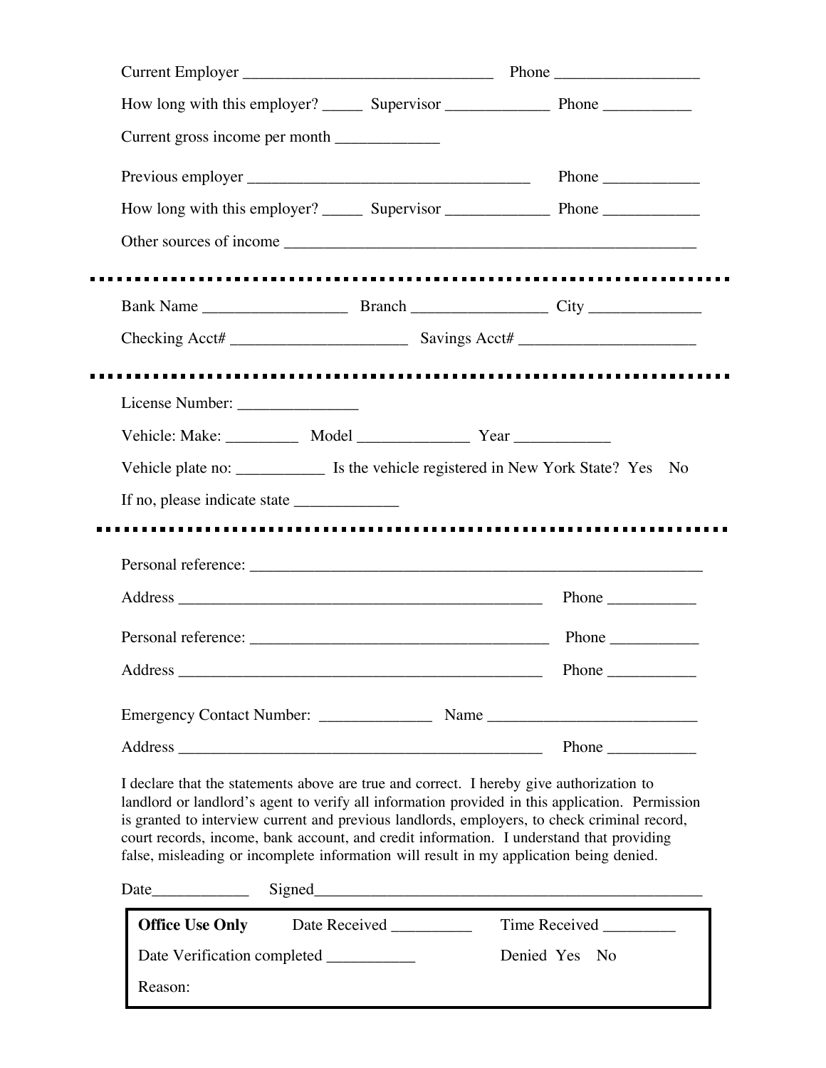Current Employer _______________________________ Phone _________________

How long with this employer? _____ Supervisor _____________ Phone ___________

Current gross income per month _____________

Previous employer ___________________________________ Phone ____________

How long with this employer? _____ Supervisor _____________ Phone ____________

Other sources of income ___________________________________________________

---

Bank Name __________________ Branch ________________ City _____________

Checking Acct# ______________________ Savings Acct# ______________________

---

License Number: _______________

Vehicle: Make: _________ Model ______________ Year ____________

Vehicle plate no: ___________ Is the vehicle registered in New York State? Yes No

If no, please indicate state _____________

---

Personal reference: __________________________________________________________

Address ______________________________________________ Phone ___________

Personal reference: ______________________________________ Phone ___________

Address ______________________________________________ Phone ___________

Emergency Contact Number: ______________ Name __________________________

Address ______________________________________________ Phone ___________

I declare that the statements above are true and correct. I hereby give authorization to landlord or landlord's agent to verify all information provided in this application. Permission is granted to interview current and previous landlords, employers, to check criminal record, court records, income, bank account, and credit information. I understand that providing false, misleading or incomplete information will result in my application being denied.

Date____________ Signed_________________________________________________

| | |
|---|---|
| **Office Use Only** Date Received __________ | Time Received _________ |
| Date Verification completed ___________ | Denied Yes No |
| Reason: | |